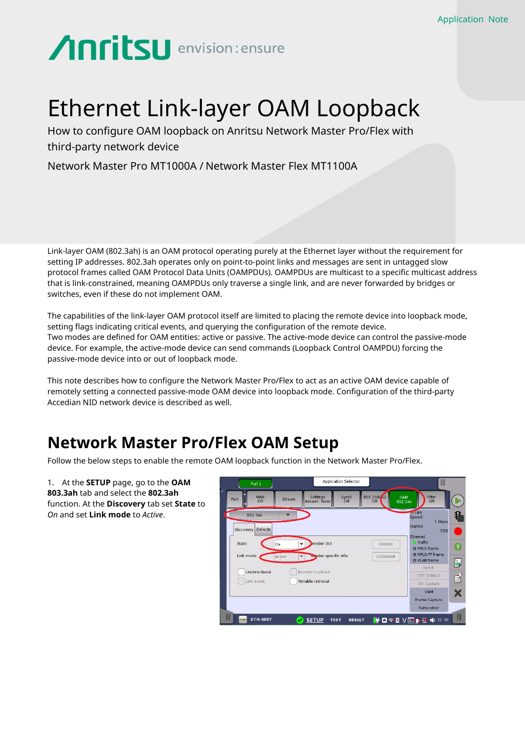Application Note

# Ethernet Link-layer OAM Loopback

How to configure OAM loopback on Anritsu Network Master Pro/Flex with third-party network device

Network Master Pro MT1000A / Network Master Flex MT1100A

Link-layer OAM (802.3ah) is an OAM protocol operating purely at the Ethernet layer without the requirement for setting IP addresses. 802.3ah operates only on point-to-point links and messages are sent in untagged slow protocol frames called OAM Protocol Data Units (OAMPDUs). OAMPDUs are multicast to a specific multicast address that is link-constrained, meaning OAMPDUs only traverse a single link, and are never forwarded by bridges or switches, even if these do not implement OAM.

The capabilities of the link-layer OAM protocol itself are limited to placing the remote device into loopback mode, setting flags indicating critical events, and querying the configuration of the remote device.
Two modes are defined for OAM entities: active or passive. The active-mode device can control the passive-mode device. For example, the active-mode device can send commands (Loopback Control OAMPDU) forcing the passive-mode device into or out of loopback mode.

This note describes how to configure the Network Master Pro/Flex to act as an active OAM device capable of remotely setting a connected passive-mode OAM device into loopback mode. Configuration of the third-party Accedian NID network device is described as well.

## Network Master Pro/Flex OAM Setup

Follow the below steps to enable the remote OAM loopback function in the Network Master Pro/Flex.

1. At the **SETUP** page, go to the **OAM 803.3ah** tab and select the **802.3ah** function. At the **Discovery** tab set **State** to *On* and set **Link mode** to *Active*.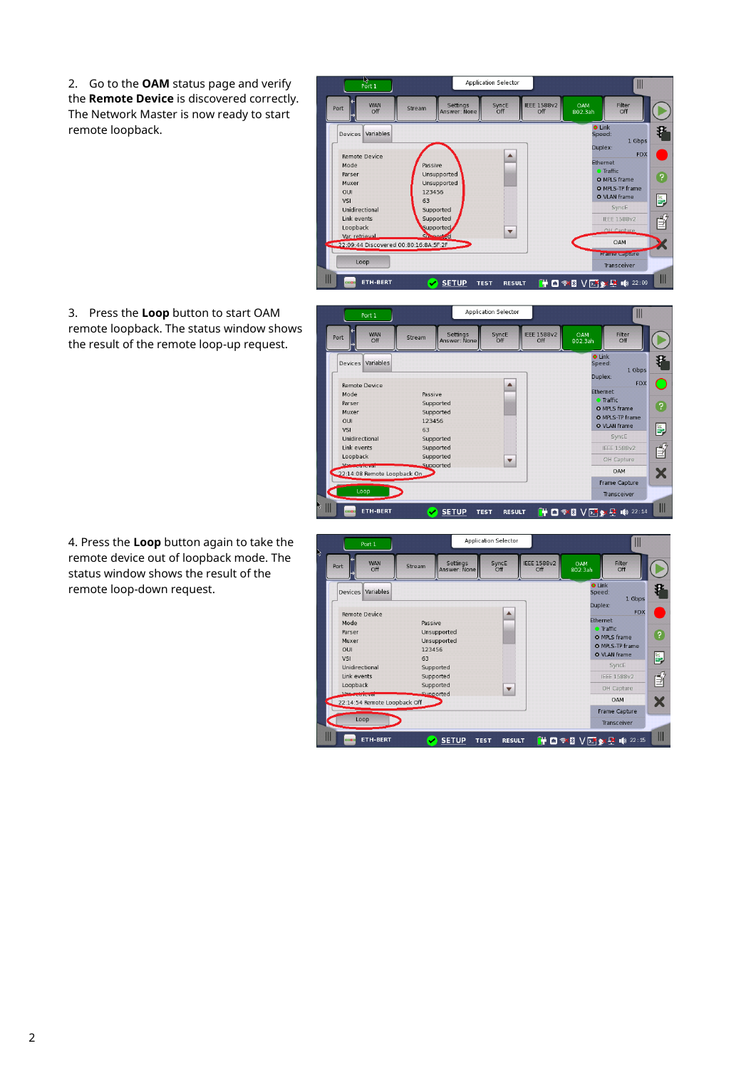2. Go to the **OAM** status page and verify the **Remote Device** is discovered correctly. The Network Master is now ready to start remote loopback.

3. Press the **Loop** button to start OAM remote loopback. The status window shows the result of the remote loop-up request.

4. Press the **Loop** button again to take the remote device out of loopback mode. The status window shows the result of the remote loop-down request.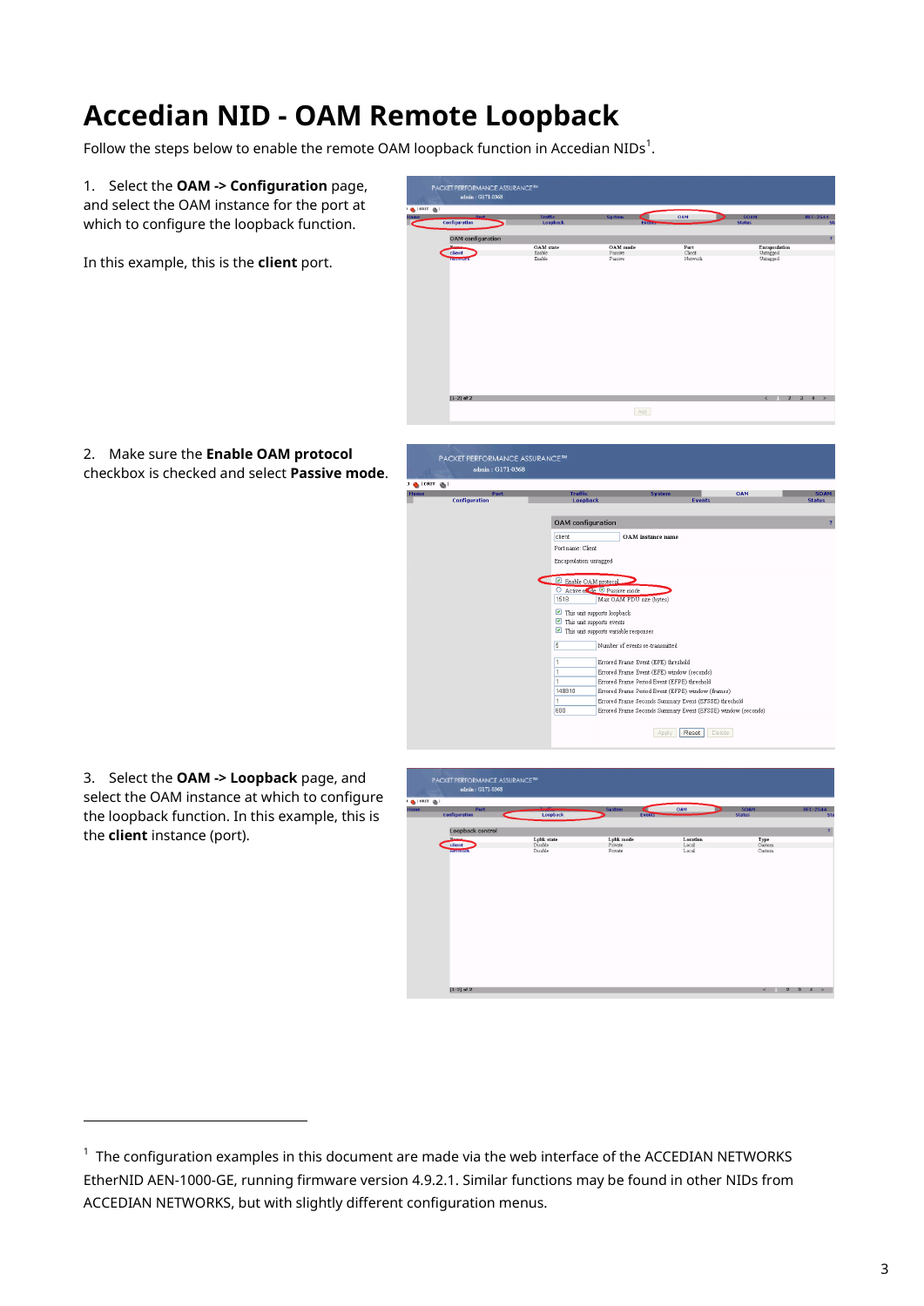# Accedian NID - OAM Remote Loopback

Follow the steps below to enable the remote OAM loopback function in Accedian NIDs[1].

1. Select the **OAM -> Configuration** page, and select the OAM instance for the port at which to configure the loopback function.

   In this example, this is the **client** port.

2. Make sure the **Enable OAM protocol** checkbox is checked and select **Passive mode**.

3. Select the **OAM -> Loopback** page, and select the OAM instance at which to configure the loopback function. In this example, this is the **client** instance (port).

---

[1] The configuration examples in this document are made via the web interface of the ACCEDIAN NETWORKS EtherNID AEN-1000-GE, running firmware version 4.9.2.1. Similar functions may be found in other NIDs from ACCEDIAN NETWORKS, but with slightly different configuration menus.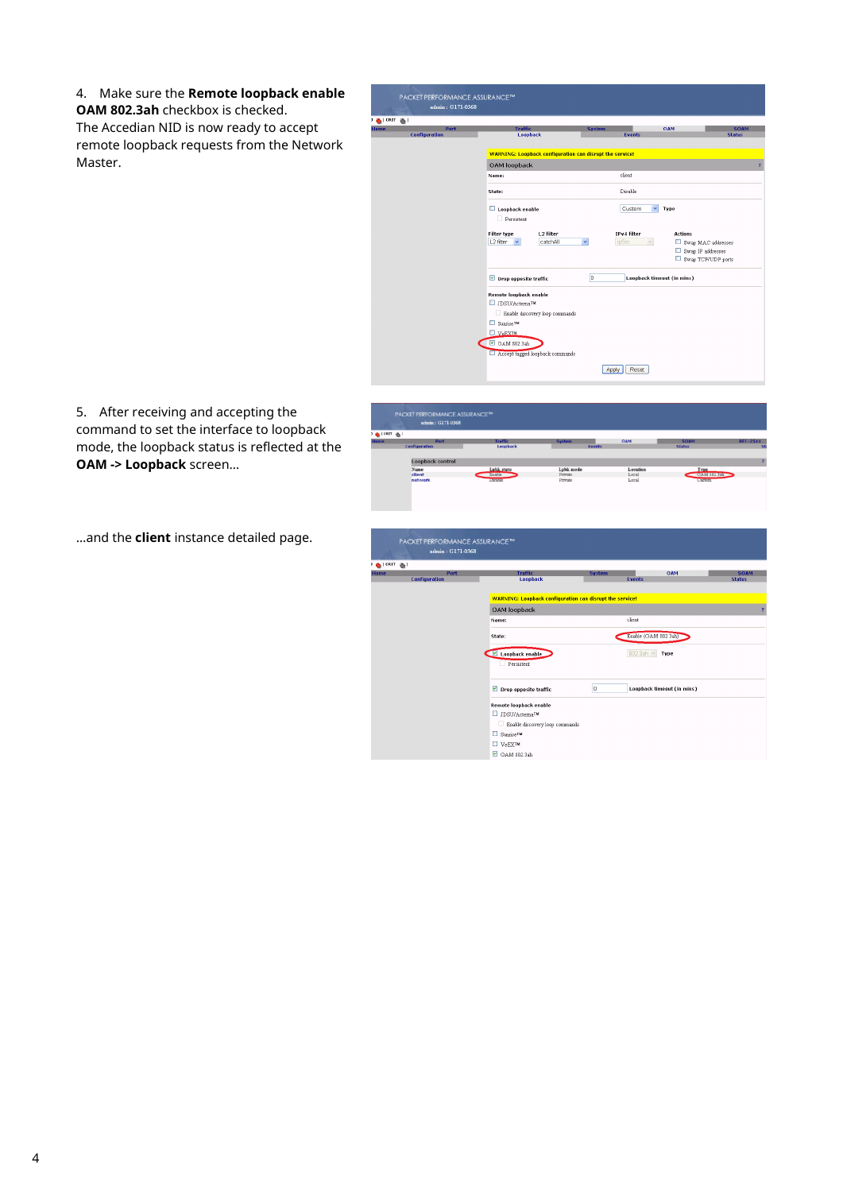4. Make sure the **Remote loopback enable OAM 802.3ah** checkbox is checked.
The Accedian NID is now ready to accept remote loopback requests from the Network Master.

5. After receiving and accepting the command to set the interface to loopback mode, the loopback status is reflected at the **OAM -> Loopback** screen…

…and the **client** instance detailed page.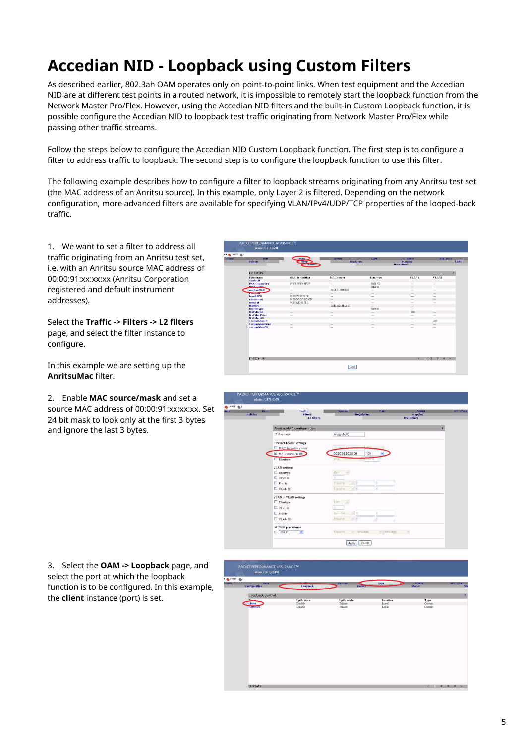# Accedian NID - Loopback using Custom Filters

As described earlier, 802.3ah OAM operates only on point-to-point links. When test equipment and the Accedian NID are at different test points in a routed network, it is impossible to remotely start the loopback function from the Network Master Pro/Flex. However, using the Accedian NID filters and the built-in Custom Loopback function, it is possible configure the Accedian NID to loopback test traffic originating from Network Master Pro/Flex while passing other traffic streams.

Follow the steps below to configure the Accedian NID Custom Loopback function. The first step is to configure a filter to address traffic to loopback. The second step is to configure the loopback function to use this filter.

The following example describes how to configure a filter to loopback streams originating from any Anritsu test set (the MAC address of an Anritsu source). In this example, only Layer 2 is filtered. Depending on the network configuration, more advanced filters are available for specifying VLAN/IPv4/UDP/TCP properties of the looped-back traffic.

1. We want to set a filter to address all traffic originating from an Anritsu test set, i.e. with an Anritsu source MAC address of 00:00:91:xx:xx:xx (Anritsu Corporation registered and default instrument addresses).

   Select the **Traffic -> Filters -> L2 filters** page, and select the filter instance to configure.

   In this example we are setting up the **AnritsuMac** filter.

2. Enable **MAC source/mask** and set a source MAC address of 00:00:91:xx:xx:xx. Set 24 bit mask to look only at the first 3 bytes and ignore the last 3 bytes.

3. Select the **OAM -> Loopback** page, and select the port at which the loopback function is to be configured. In this example, the **client** instance (port) is set.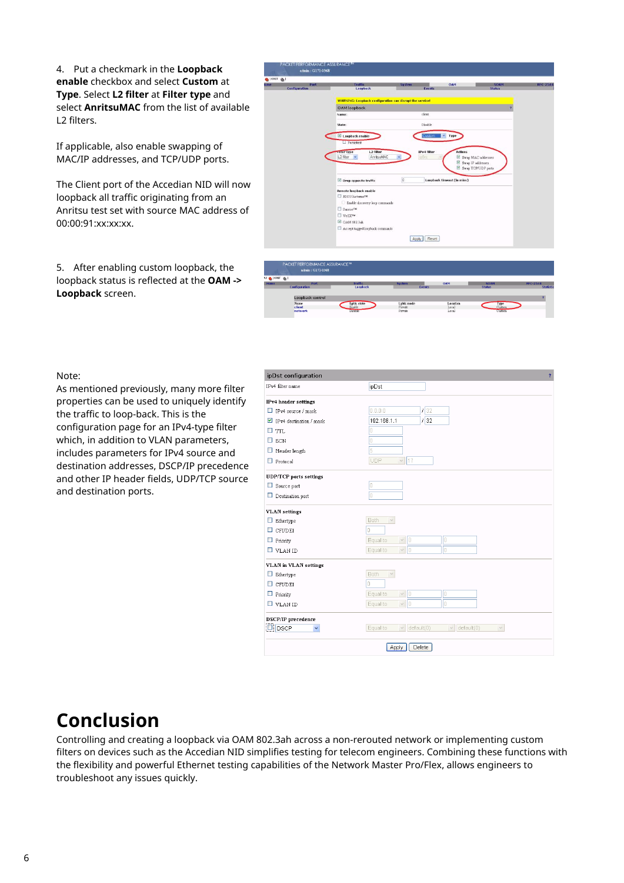4. Put a checkmark in the **Loopback enable** checkbox and select **Custom** at **Type**. Select **L2 filter** at **Filter type** and select **AnritsuMAC** from the list of available L2 filters.

If applicable, also enable swapping of MAC/IP addresses, and TCP/UDP ports.

The Client port of the Accedian NID will now loopback all traffic originating from an Anritsu test set with source MAC address of 00:00:91:xx:xx:xx.

5. After enabling custom loopback, the loopback status is reflected at the **OAM -> Loopback** screen.

Note:
As mentioned previously, many more filter properties can be used to uniquely identify the traffic to loop-back. This is the configuration page for an IPv4-type filter which, in addition to VLAN parameters, includes parameters for IPv4 source and destination addresses, DSCP/IP precedence and other IP header fields, UDP/TCP source and destination ports.

# Conclusion

Controlling and creating a loopback via OAM 802.3ah across a non-rerouted network or implementing custom filters on devices such as the Accedian NID simplifies testing for telecom engineers. Combining these functions with the flexibility and powerful Ethernet testing capabilities of the Network Master Pro/Flex, allows engineers to troubleshoot any issues quickly.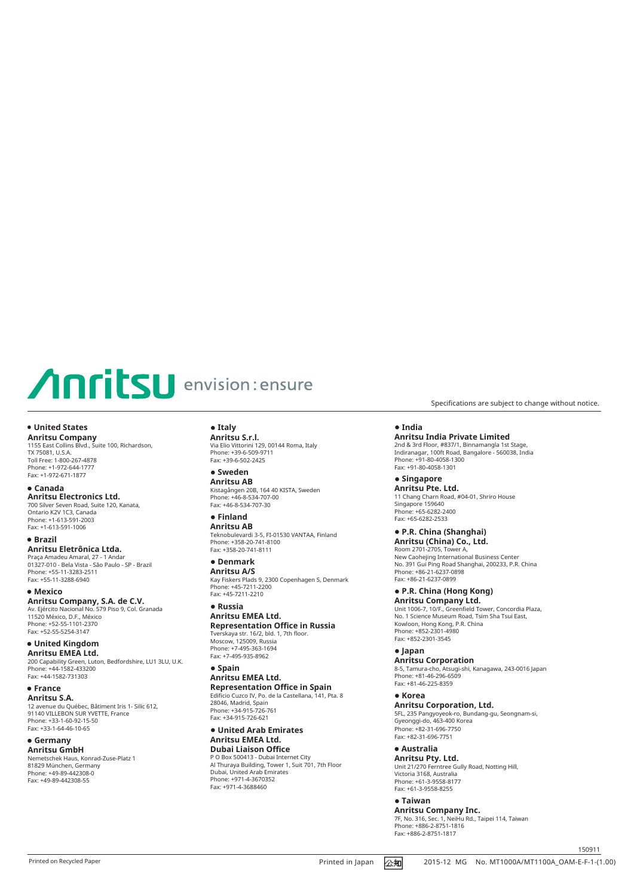Anritsu envision : ensure

Specifications are subject to change without notice.

- **United States**

**Anritsu Company**
1155 East Collins Blvd., Suite 100, Richardson,
TX 75081, U.S.A.
Toll Free: 1-800-267-4878
Phone: +1-972-644-1777
Fax: +1-972-671-1877

- **Canada**

**Anritsu Electronics Ltd.**
700 Silver Seven Road, Suite 120, Kanata,
Ontario K2V 1C3, Canada
Phone: +1-613-591-2003
Fax: +1-613-591-1006

- **Brazil**

**Anritsu Eletrônica Ltda.**
Praça Amadeu Amaral, 27 - 1 Andar
01327-010 - Bela Vista - São Paulo - SP - Brazil
Phone: +55-11-3283-2511
Fax: +55-11-3288-6940

- **Mexico**

**Anritsu Company, S.A. de C.V.**
Av. Ejército Nacional No. 579 Piso 9, Col. Granada
11520 México, D.F., México
Phone: +52-55-1101-2370
Fax: +52-55-5254-3147

- **United Kingdom**

**Anritsu EMEA Ltd.**
200 Capability Green, Luton, Bedfordshire, LU1 3LU, U.K.
Phone: +44-1582-433200
Fax: +44-1582-731303

- **France**

**Anritsu S.A.**
12 avenue du Québec, Bâtiment Iris 1- Silic 612,
91140 VILLEBON SUR YVETTE, France
Phone: +33-1-60-92-15-50
Fax: +33-1-64-46-10-65

- **Germany**

**Anritsu GmbH**
Nemetschek Haus, Konrad-Zuse-Platz 1
81829 München, Germany
Phone: +49-89-442308-0
Fax: +49-89-442308-55

- **Italy**

**Anritsu S.r.l.**
Via Elio Vittorini 129, 00144 Roma, Italy
Phone: +39-6-509-9711
Fax: +39-6-502-2425

- **Sweden**

**Anritsu AB**
Kistagången 20B, 164 40 KISTA, Sweden
Phone: +46-8-534-707-00
Fax: +46-8-534-707-30

- **Finland**

**Anritsu AB**
Teknobulevardi 3-5, FI-01530 VANTAA, Finland
Phone: +358-20-741-8100
Fax: +358-20-741-8111

- **Denmark**

**Anritsu A/S**
Kay Fiskers Plads 9, 2300 Copenhagen S, Denmark
Phone: +45-7211-2200
Fax: +45-7211-2210

- **Russia**

**Anritsu EMEA Ltd.**
**Representation Office in Russia**
Tverskaya str. 16/2, bld. 1, 7th floor.
Moscow, 125009, Russia
Phone: +7-495-363-1694
Fax: +7-495-935-8962

- **Spain**

**Anritsu EMEA Ltd.**
**Representation Office in Spain**
Edificio Cuzco IV, Po. de la Castellana, 141, Pta. 8
28046, Madrid, Spain
Phone: +34-915-726-761
Fax: +34-915-726-621

- **United Arab Emirates**

**Anritsu EMEA Ltd.**
**Dubai Liaison Office**
P O Box 500413 - Dubai Internet City
Al Thuraya Building, Tower 1, Suit 701, 7th Floor
Dubai, United Arab Emirates
Phone: +971-4-3670352
Fax: +971-4-3688460

- **India**

**Anritsu India Private Limited**
2nd & 3rd Floor, #837/1, Binnamangla 1st Stage,
Indiranagar, 100ft Road, Bangalore - 560038, India
Phone: +91-80-4058-1300
Fax: +91-80-4058-1301

- **Singapore**

**Anritsu Pte. Ltd.**
11 Chang Charn Road, #04-01, Shriro House
Singapore 159640
Phone: +65-6282-2400
Fax: +65-6282-2533

- **P.R. China (Shanghai)**

**Anritsu (China) Co., Ltd.**
Room 2701-2705, Tower A,
New Caohejing International Business Center
No. 391 Gui Ping Road Shanghai, 200233, P.R. China
Phone: +86-21-6237-0898
Fax: +86-21-6237-0899

- **P.R. China (Hong Kong)**

**Anritsu Company Ltd.**
Unit 1006-7, 10/F., Greenfield Tower, Concordia Plaza,
No. 1 Science Museum Road, Tsim Sha Tsui East,
Kowloon, Hong Kong, P.R. China
Phone: +852-2301-4980
Fax: +852-2301-3545

- **Japan**

**Anritsu Corporation**
8-5, Tamura-cho, Atsugi-shi, Kanagawa, 243-0016 Japan
Phone: +81-46-296-6509
Fax: +81-46-225-8359

- **Korea**

**Anritsu Corporation, Ltd.**
5FL, 235 Pangyoyeok-ro, Bundang-gu, Seongnam-si,
Gyeonggi-do, 463-400 Korea
Phone: +82-31-696-7750
Fax: +82-31-696-7751

- **Australia**

**Anritsu Pty. Ltd.**
Unit 21/270 Ferntree Gully Road, Notting Hill,
Victoria 3168, Australia
Phone: +61-3-9558-8177
Fax: +61-3-9558-8255

- **Taiwan**

**Anritsu Company Inc.**
7F, No. 316, Sec. 1, NeiHu Rd., Taipei 114, Taiwan
Phone: +886-2-8751-1816
Fax: +886-2-8751-1817

150911

Printed on Recycled Paper

Printed in Japan 公知 2015-12 MG No. MT1000A/MT1100A_OAM-E-F-1-(1.00)